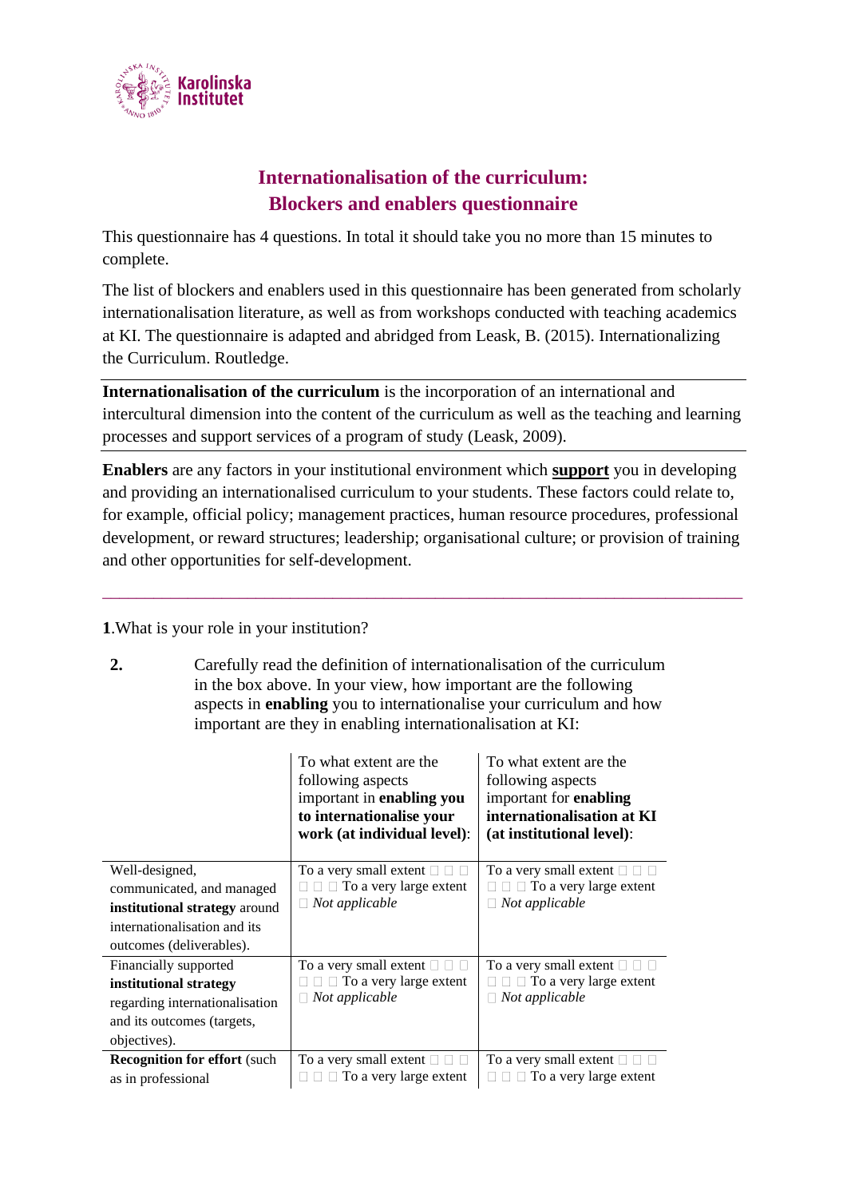# Internationalisation of the curriculum: Blockers and enablers questionnaire

This questionnaire has 4 questions. In total it should take you no more than 15 minutes to complete.

The list of blockers and enablers used in this questionnaire has been generated from scholarly internationalisation literature, as well as from workshops conducted with teaching academics at KI. The questionnaire is adapted and abridged from Leask, B. (2015). Internationalizing the Curriculum. Routledge.

---

**Internationalisation of the curriculum** is the incorporation of an international and intercultural dimension into the content of the curriculum as well as the teaching and learning processes and support services of a program of study (Leask, 2009).

---

**Enablers** are any factors in your institutional environment which **support** you in developing and providing an internationalised curriculum to your students. These factors could relate to, for example, official policy; management practices, human resource procedures, professional development, or reward structures; leadership; organisational culture; or provision of training and other opportunities for self-development.

---

**1**.What is your role in your institution?

**2.** Carefully read the definition of internationalisation of the curriculum in the box above. In your view, how important are the following aspects in **enabling** you to internationalise your curriculum and how important are they in enabling internationalisation at KI:

| | To what extent are the following aspects important in **enabling you to internationalise your work (at individual level)**: | To what extent are the following aspects important for **enabling internationalisation at KI (at institutional level)**: |
|---|---|---|
| Well-designed, communicated, and managed **institutional strategy** around internationalisation and its outcomes (deliverables). | To a very small extent ☐ ☐ ☐ ☐ ☐ ☐ To a very large extent ☐ *Not applicable* | To a very small extent ☐ ☐ ☐ ☐ ☐ ☐ To a very large extent ☐ *Not applicable* |
| Financially supported **institutional strategy** regarding internationalisation and its outcomes (targets, objectives). | To a very small extent ☐ ☐ ☐ ☐ ☐ ☐ To a very large extent ☐ *Not applicable* | To a very small extent ☐ ☐ ☐ ☐ ☐ ☐ To a very large extent ☐ *Not applicable* |
| **Recognition for effort** (such as in professional | To a very small extent ☐ ☐ ☐ ☐ ☐ ☐ To a very large extent | To a very small extent ☐ ☐ ☐ ☐ ☐ ☐ To a very large extent |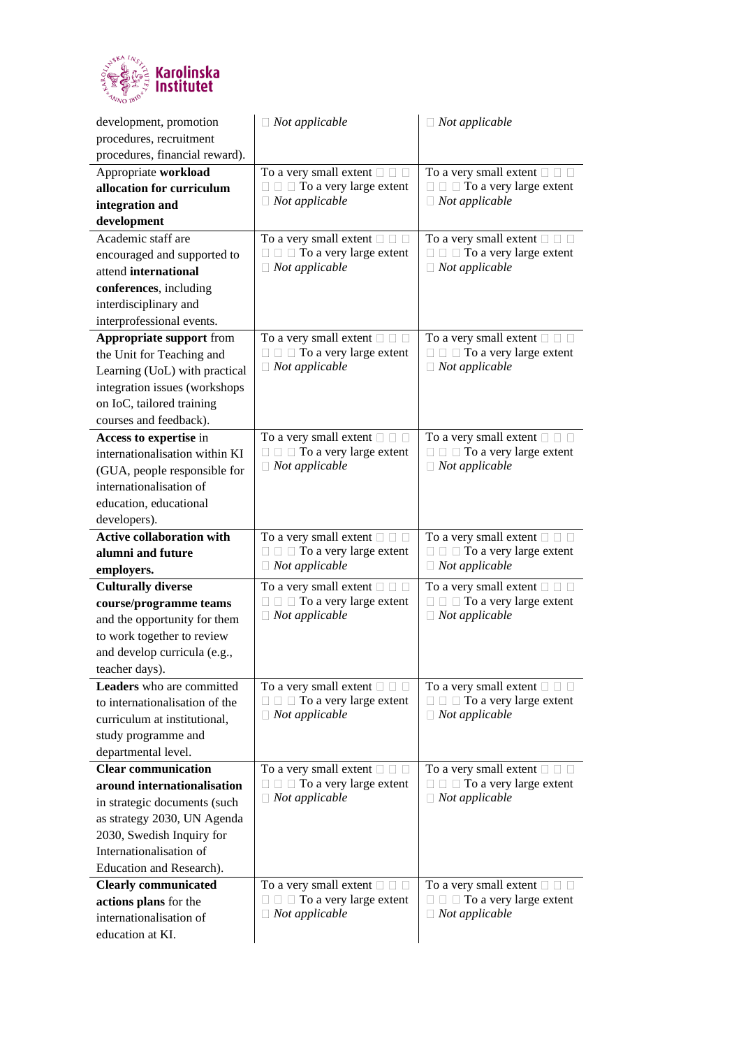| | | |
|---|---|---|
| development, promotion procedures, recruitment procedures, financial reward). | ☐ *Not applicable* | ☐ *Not applicable* |
| Appropriate **workload allocation for curriculum integration and development** | To a very small extent ☐ ☐ ☐ ☐ ☐ ☐ To a very large extent ☐ *Not applicable* | To a very small extent ☐ ☐ ☐ ☐ ☐ ☐ To a very large extent ☐ *Not applicable* |
| Academic staff are encouraged and supported to attend **international conferences**, including interdisciplinary and interprofessional events. | To a very small extent ☐ ☐ ☐ ☐ ☐ ☐ To a very large extent ☐ *Not applicable* | To a very small extent ☐ ☐ ☐ ☐ ☐ ☐ To a very large extent ☐ *Not applicable* |
| **Appropriate support** from the Unit for Teaching and Learning (UoL) with practical integration issues (workshops on IoC, tailored training courses and feedback). | To a very small extent ☐ ☐ ☐ ☐ ☐ ☐ To a very large extent ☐ *Not applicable* | To a very small extent ☐ ☐ ☐ ☐ ☐ ☐ To a very large extent ☐ *Not applicable* |
| **Access to expertise** in internationalisation within KI (GUA, people responsible for internationalisation of education, educational developers). | To a very small extent ☐ ☐ ☐ ☐ ☐ ☐ To a very large extent ☐ *Not applicable* | To a very small extent ☐ ☐ ☐ ☐ ☐ ☐ To a very large extent ☐ *Not applicable* |
| **Active collaboration with alumni and future employers.** | To a very small extent ☐ ☐ ☐ ☐ ☐ ☐ To a very large extent ☐ *Not applicable* | To a very small extent ☐ ☐ ☐ ☐ ☐ ☐ To a very large extent ☐ *Not applicable* |
| **Culturally diverse course/programme teams** and the opportunity for them to work together to review and develop curricula (e.g., teacher days). | To a very small extent ☐ ☐ ☐ ☐ ☐ ☐ To a very large extent ☐ *Not applicable* | To a very small extent ☐ ☐ ☐ ☐ ☐ ☐ To a very large extent ☐ *Not applicable* |
| **Leaders** who are committed to internationalisation of the curriculum at institutional, study programme and departmental level. | To a very small extent ☐ ☐ ☐ ☐ ☐ ☐ To a very large extent ☐ *Not applicable* | To a very small extent ☐ ☐ ☐ ☐ ☐ ☐ To a very large extent ☐ *Not applicable* |
| **Clear communication around internationalisation** in strategic documents (such as strategy 2030, UN Agenda 2030, Swedish Inquiry for Internationalisation of Education and Research). | To a very small extent ☐ ☐ ☐ ☐ ☐ ☐ To a very large extent ☐ *Not applicable* | To a very small extent ☐ ☐ ☐ ☐ ☐ ☐ To a very large extent ☐ *Not applicable* |
| **Clearly communicated actions plans** for the internationalisation of education at KI. | To a very small extent ☐ ☐ ☐ ☐ ☐ ☐ To a very large extent ☐ *Not applicable* | To a very small extent ☐ ☐ ☐ ☐ ☐ ☐ To a very large extent ☐ *Not applicable* |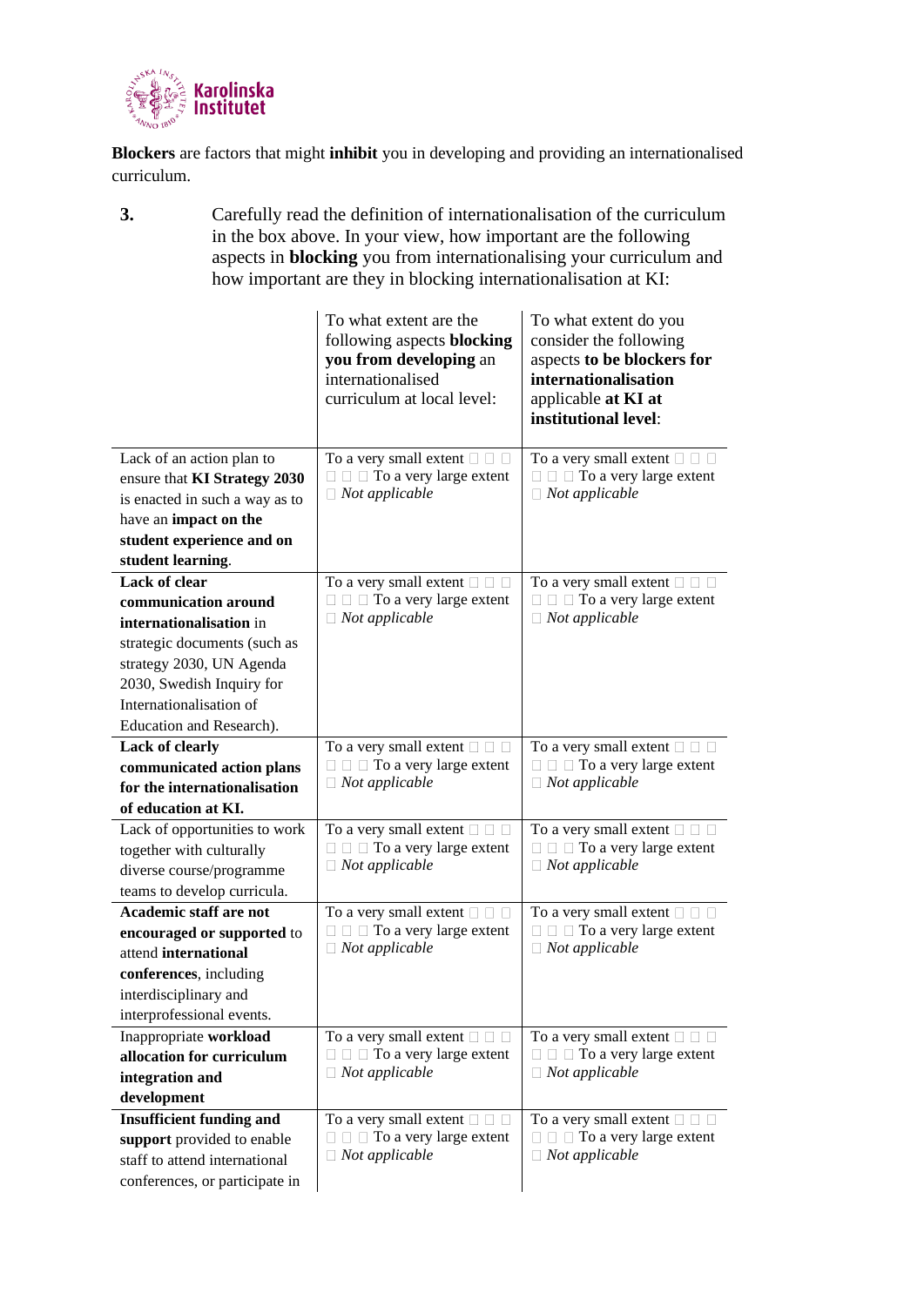**Blockers** are factors that might **inhibit** you in developing and providing an internationalised curriculum.

**3.** Carefully read the definition of internationalisation of the curriculum in the box above. In your view, how important are the following aspects in **blocking** you from internationalising your curriculum and how important are they in blocking internationalisation at KI:

| | To what extent are the following aspects **blocking you from developing** an internationalised curriculum at local level: | To what extent do you consider the following aspects **to be blockers for internationalisation** applicable **at KI at institutional level**: |
|---|---|---|
| Lack of an action plan to ensure that **KI Strategy 2030** is enacted in such a way as to have an **impact on the student experience and on student learning**. | To a very small extent ☐ ☐ ☐ ☐ ☐ ☐ To a very large extent ☐ *Not applicable* | To a very small extent ☐ ☐ ☐ ☐ ☐ ☐ To a very large extent ☐ *Not applicable* |
| **Lack of clear communication around internationalisation** in strategic documents (such as strategy 2030, UN Agenda 2030, Swedish Inquiry for Internationalisation of Education and Research). | To a very small extent ☐ ☐ ☐ ☐ ☐ ☐ To a very large extent ☐ *Not applicable* | To a very small extent ☐ ☐ ☐ ☐ ☐ ☐ To a very large extent ☐ *Not applicable* |
| **Lack of clearly communicated action plans for the internationalisation of education at KI.** | To a very small extent ☐ ☐ ☐ ☐ ☐ ☐ To a very large extent ☐ *Not applicable* | To a very small extent ☐ ☐ ☐ ☐ ☐ ☐ To a very large extent ☐ *Not applicable* |
| Lack of opportunities to work together with culturally diverse course/programme teams to develop curricula. | To a very small extent ☐ ☐ ☐ ☐ ☐ ☐ To a very large extent ☐ *Not applicable* | To a very small extent ☐ ☐ ☐ ☐ ☐ ☐ To a very large extent ☐ *Not applicable* |
| **Academic staff are not encouraged or supported** to attend **international conferences**, including interdisciplinary and interprofessional events. | To a very small extent ☐ ☐ ☐ ☐ ☐ ☐ To a very large extent ☐ *Not applicable* | To a very small extent ☐ ☐ ☐ ☐ ☐ ☐ To a very large extent ☐ *Not applicable* |
| Inappropriate **workload allocation for curriculum integration and development** | To a very small extent ☐ ☐ ☐ ☐ ☐ ☐ To a very large extent ☐ *Not applicable* | To a very small extent ☐ ☐ ☐ ☐ ☐ ☐ To a very large extent ☐ *Not applicable* |
| **Insufficient funding and support** provided to enable staff to attend international conferences, or participate in | To a very small extent ☐ ☐ ☐ ☐ ☐ ☐ To a very large extent ☐ *Not applicable* | To a very small extent ☐ ☐ ☐ ☐ ☐ ☐ To a very large extent ☐ *Not applicable* |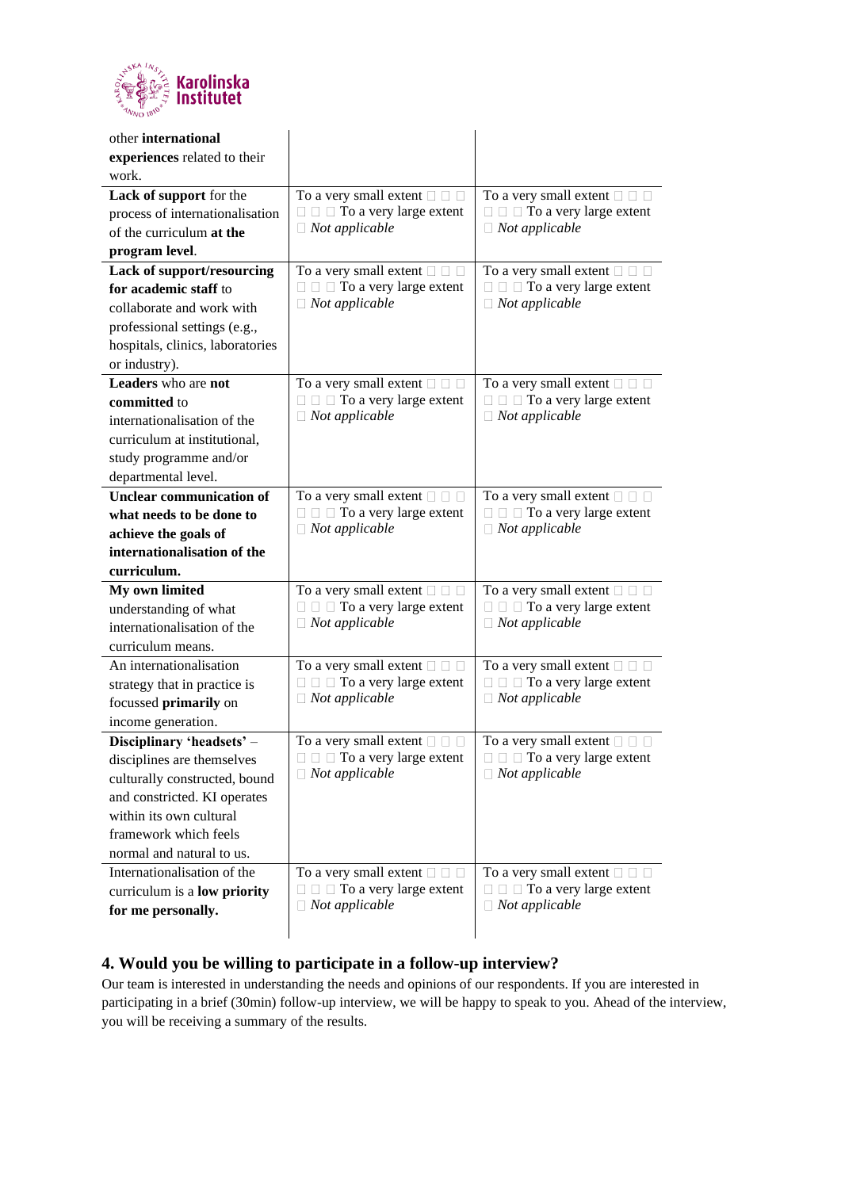| | | |
|---|---|---|
| other **international experiences** related to their work. | | |
| **Lack of support** for the process of internationalisation of the curriculum **at the program level**. | To a very small extent ☐ ☐ ☐ ☐ ☐ ☐ To a very large extent ☐ *Not applicable* | To a very small extent ☐ ☐ ☐ ☐ ☐ ☐ To a very large extent ☐ *Not applicable* |
| **Lack of support/resourcing for academic staff** to collaborate and work with professional settings (e.g., hospitals, clinics, laboratories or industry). | To a very small extent ☐ ☐ ☐ ☐ ☐ ☐ To a very large extent ☐ *Not applicable* | To a very small extent ☐ ☐ ☐ ☐ ☐ ☐ To a very large extent ☐ *Not applicable* |
| **Leaders** who are **not committed** to internationalisation of the curriculum at institutional, study programme and/or departmental level. | To a very small extent ☐ ☐ ☐ ☐ ☐ ☐ To a very large extent ☐ *Not applicable* | To a very small extent ☐ ☐ ☐ ☐ ☐ ☐ To a very large extent ☐ *Not applicable* |
| **Unclear communication of what needs to be done to achieve the goals of internationalisation of the curriculum.** | To a very small extent ☐ ☐ ☐ ☐ ☐ ☐ To a very large extent ☐ *Not applicable* | To a very small extent ☐ ☐ ☐ ☐ ☐ ☐ To a very large extent ☐ *Not applicable* |
| **My own limited** understanding of what internationalisation of the curriculum means. | To a very small extent ☐ ☐ ☐ ☐ ☐ ☐ To a very large extent ☐ *Not applicable* | To a very small extent ☐ ☐ ☐ ☐ ☐ ☐ To a very large extent ☐ *Not applicable* |
| An internationalisation strategy that in practice is focussed **primarily** on income generation. | To a very small extent ☐ ☐ ☐ ☐ ☐ ☐ To a very large extent ☐ *Not applicable* | To a very small extent ☐ ☐ ☐ ☐ ☐ ☐ To a very large extent ☐ *Not applicable* |
| **Disciplinary 'headsets'** – disciplines are themselves culturally constructed, bound and constricted. KI operates within its own cultural framework which feels normal and natural to us. | To a very small extent ☐ ☐ ☐ ☐ ☐ ☐ To a very large extent ☐ *Not applicable* | To a very small extent ☐ ☐ ☐ ☐ ☐ ☐ To a very large extent ☐ *Not applicable* |
| Internationalisation of the curriculum is a **low priority for me personally.** | To a very small extent ☐ ☐ ☐ ☐ ☐ ☐ To a very large extent ☐ *Not applicable* | To a very small extent ☐ ☐ ☐ ☐ ☐ ☐ To a very large extent ☐ *Not applicable* |

## 4. Would you be willing to participate in a follow-up interview?

Our team is interested in understanding the needs and opinions of our respondents. If you are interested in participating in a brief (30min) follow-up interview, we will be happy to speak to you. Ahead of the interview, you will be receiving a summary of the results.